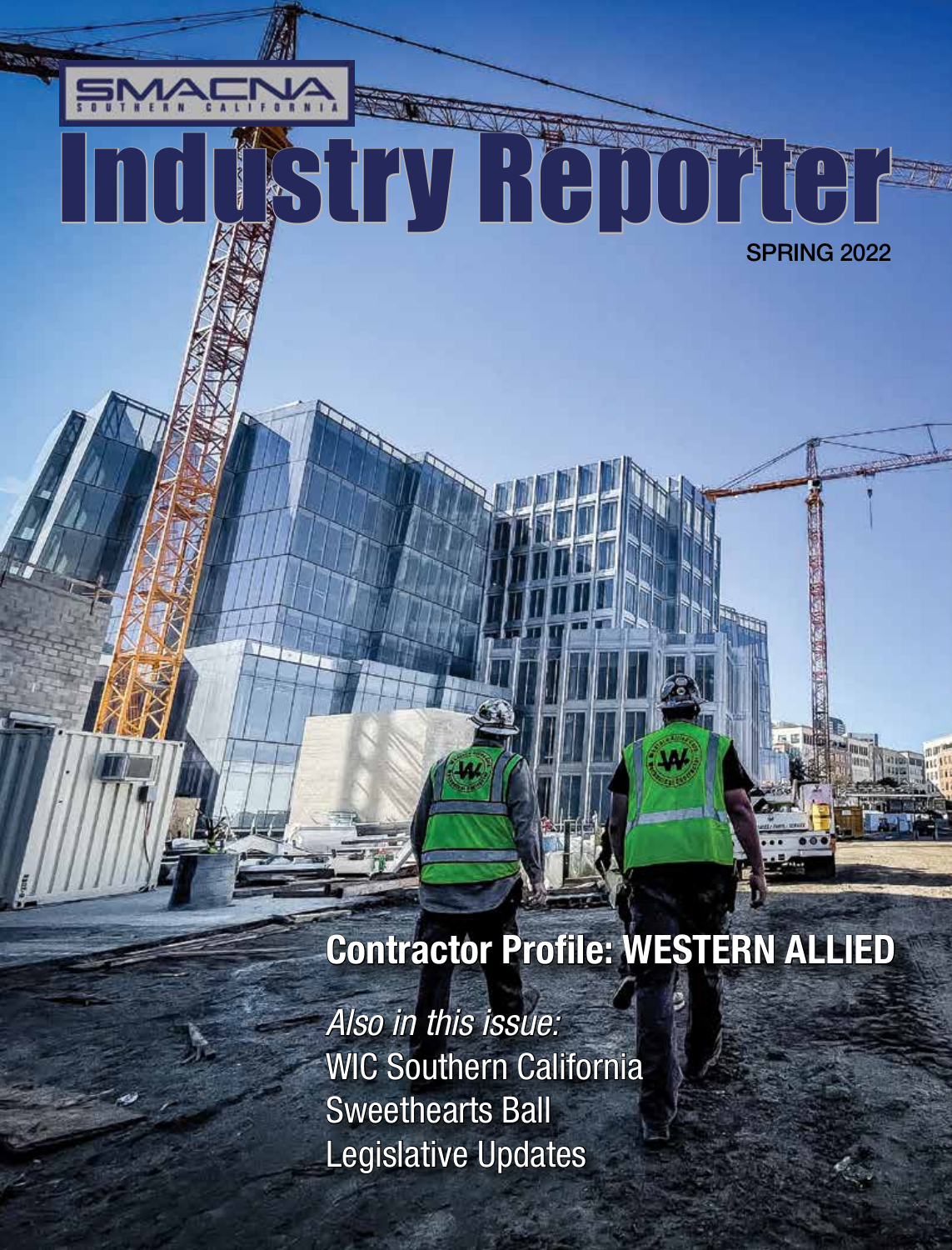SMACNA SOUTHERN CALIFORNIA

# Industry Reporter

SPRING 2022

## Contractor Profile: WESTERN ALLIED

*Also in this issue:*

WIC Southern California

Sweethearts Ball

Legislative Updates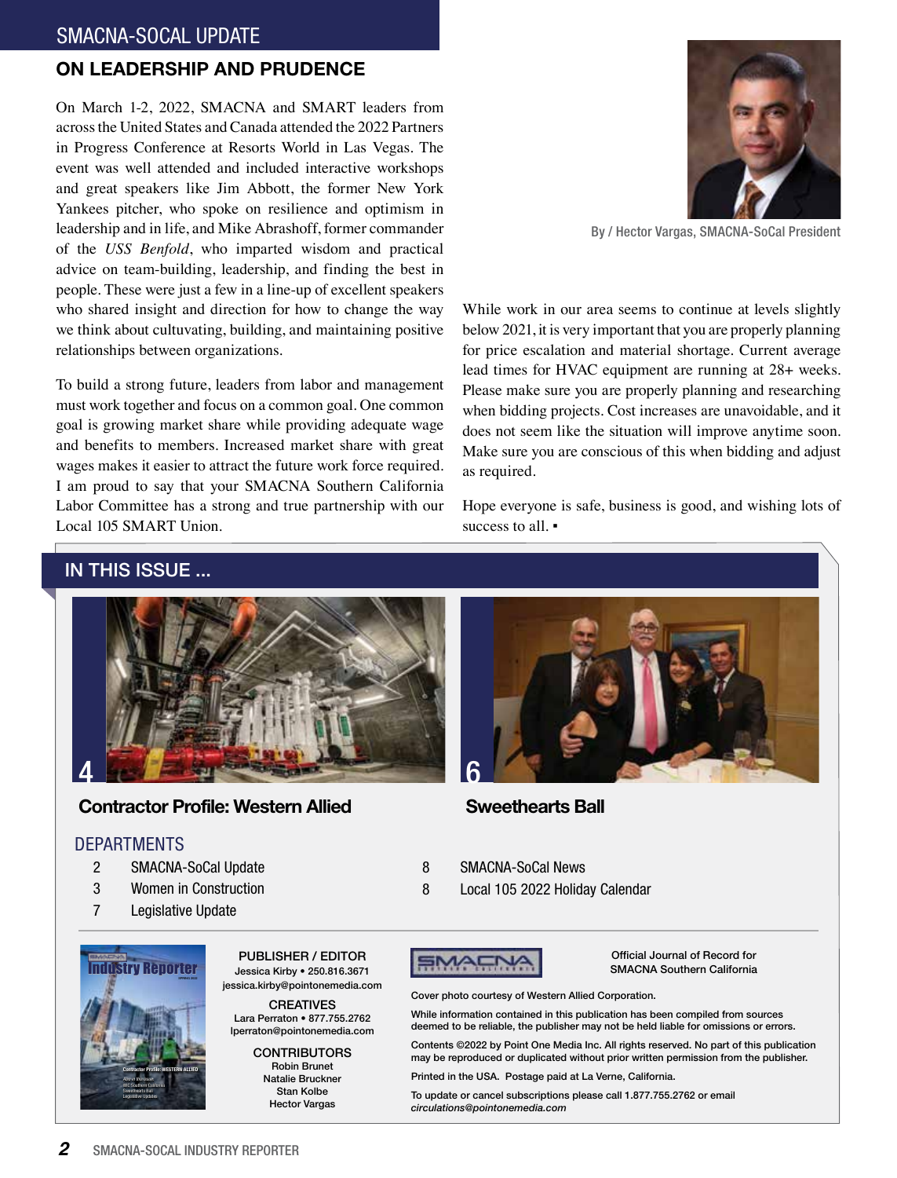# SMACNA-SOCAL UPDATE

## ON LEADERSHIP AND PRUDENCE

By / Hector Vargas, SMACNA-SoCal President

On March 1-2, 2022, SMACNA and SMART leaders from across the United States and Canada attended the 2022 Partners in Progress Conference at Resorts World in Las Vegas. The event was well attended and included interactive workshops and great speakers like Jim Abbott, the former New York Yankees pitcher, who spoke on resilience and optimism in leadership and in life, and Mike Abrashoff, former commander of the *USS Benfold*, who imparted wisdom and practical advice on team-building, leadership, and finding the best in people. These were just a few in a line-up of excellent speakers who shared insight and direction for how to change the way we think about cultuvating, building, and maintaining positive relationships between organizations.

To build a strong future, leaders from labor and management must work together and focus on a common goal. One common goal is growing market share while providing adequate wage and benefits to members. Increased market share with great wages makes it easier to attract the future work force required. I am proud to say that your SMACNA Southern California Labor Committee has a strong and true partnership with our Local 105 SMART Union.

While work in our area seems to continue at levels slightly below 2021, it is very important that you are properly planning for price escalation and material shortage. Current average lead times for HVAC equipment are running at 28+ weeks. Please make sure you are properly planning and researching when bidding projects. Cost increases are unavoidable, and it does not seem like the situation will improve anytime soon. Make sure you are conscious of this when bidding and adjust as required.

Hope everyone is safe, business is good, and wishing lots of success to all. ▪

## IN THIS ISSUE ...

4 **Contractor Profile: Western Allied**

6 **Sweethearts Ball**

### DEPARTMENTS

- 2 SMACNA-SoCal Update
- 3 Women in Construction
- 7 Legislative Update
- 8 SMACNA-SoCal News
- 8 Local 105 2022 Holiday Calendar

**PUBLISHER / EDITOR**
Jessica Kirby • 250.816.3671
jessica.kirby@pointonemedia.com

**CREATIVES**
Lara Perraton • 877.755.2762
lperraton@pointonemedia.com

**CONTRIBUTORS**
Robin Brunet
Natalie Bruckner
Stan Kolbe
Hector Vargas

Official Journal of Record for SMACNA Southern California

Cover photo courtesy of Western Allied Corporation.

While information contained in this publication has been compiled from sources deemed to be reliable, the publisher may not be held liable for omissions or errors.

Contents ©2022 by Point One Media Inc. All rights reserved. No part of this publication may be reproduced or duplicated without prior written permission from the publisher.

Printed in the USA. Postage paid at La Verne, California.

To update or cancel subscriptions please call 1.877.755.2762 or email *circulations@pointonemedia.com*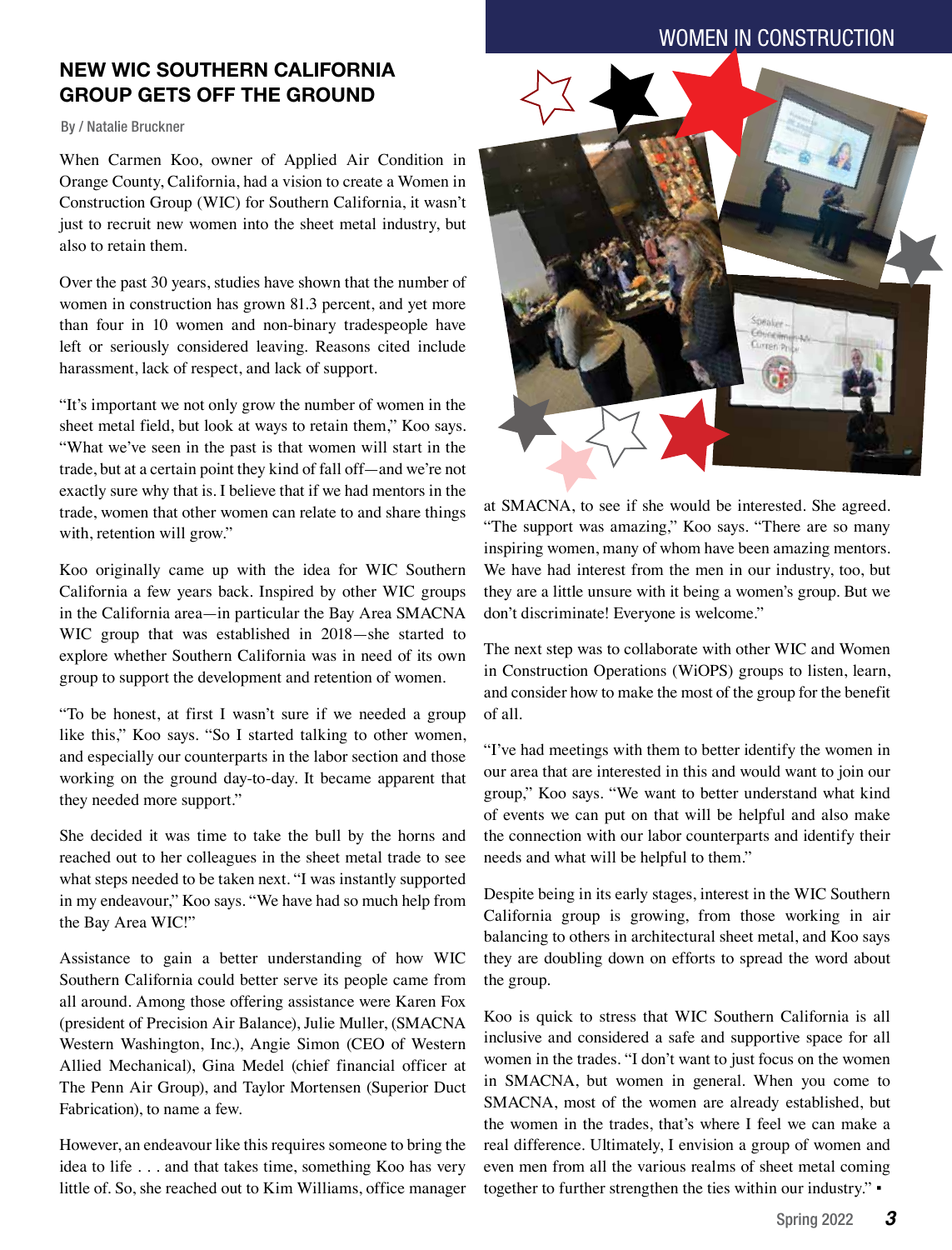## NEW WIC SOUTHERN CALIFORNIA GROUP GETS OFF THE GROUND

By / Natalie Bruckner

When Carmen Koo, owner of Applied Air Condition in Orange County, California, had a vision to create a Women in Construction Group (WIC) for Southern California, it wasn't just to recruit new women into the sheet metal industry, but also to retain them.

Over the past 30 years, studies have shown that the number of women in construction has grown 81.3 percent, and yet more than four in 10 women and non-binary tradespeople have left or seriously considered leaving. Reasons cited include harassment, lack of respect, and lack of support.

"It's important we not only grow the number of women in the sheet metal field, but look at ways to retain them," Koo says. "What we've seen in the past is that women will start in the trade, but at a certain point they kind of fall off—and we're not exactly sure why that is. I believe that if we had mentors in the trade, women that other women can relate to and share things with, retention will grow."

Koo originally came up with the idea for WIC Southern California a few years back. Inspired by other WIC groups in the California area—in particular the Bay Area SMACNA WIC group that was established in 2018—she started to explore whether Southern California was in need of its own group to support the development and retention of women.

"To be honest, at first I wasn't sure if we needed a group like this," Koo says. "So I started talking to other women, and especially our counterparts in the labor section and those working on the ground day-to-day. It became apparent that they needed more support."

She decided it was time to take the bull by the horns and reached out to her colleagues in the sheet metal trade to see what steps needed to be taken next. "I was instantly supported in my endeavour," Koo says. "We have had so much help from the Bay Area WIC!"

Assistance to gain a better understanding of how WIC Southern California could better serve its people came from all around. Among those offering assistance were Karen Fox (president of Precision Air Balance), Julie Muller, (SMACNA Western Washington, Inc.), Angie Simon (CEO of Western Allied Mechanical), Gina Medel (chief financial officer at The Penn Air Group), and Taylor Mortensen (Superior Duct Fabrication), to name a few.

However, an endeavour like this requires someone to bring the idea to life . . . and that takes time, something Koo has very little of. So, she reached out to Kim Williams, office manager at SMACNA, to see if she would be interested. She agreed. "The support was amazing," Koo says. "There are so many inspiring women, many of whom have been amazing mentors. We have had interest from the men in our industry, too, but they are a little unsure with it being a women's group. But we don't discriminate! Everyone is welcome."

The next step was to collaborate with other WIC and Women in Construction Operations (WiOPS) groups to listen, learn, and consider how to make the most of the group for the benefit of all.

"I've had meetings with them to better identify the women in our area that are interested in this and would want to join our group," Koo says. "We want to better understand what kind of events we can put on that will be helpful and also make the connection with our labor counterparts and identify their needs and what will be helpful to them."

Despite being in its early stages, interest in the WIC Southern California group is growing, from those working in air balancing to others in architectural sheet metal, and Koo says they are doubling down on efforts to spread the word about the group.

Koo is quick to stress that WIC Southern California is all inclusive and considered a safe and supportive space for all women in the trades. "I don't want to just focus on the women in SMACNA, but women in general. When you come to SMACNA, most of the women are already established, but the women in the trades, that's where I feel we can make a real difference. Ultimately, I envision a group of women and even men from all the various realms of sheet metal coming together to further strengthen the ties within our industry." ▪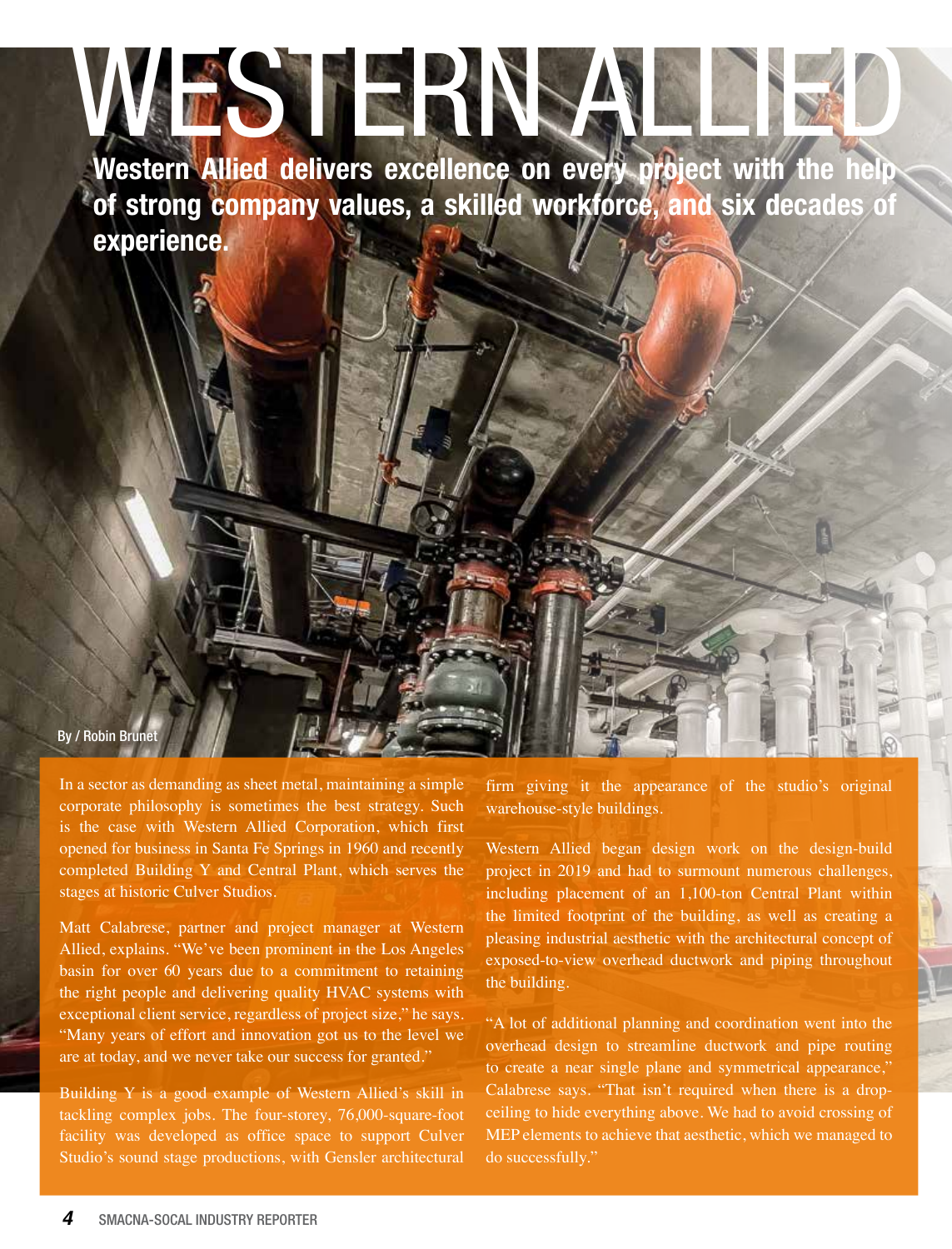# WESTERN ALLIED

**Western Allied delivers excellence on every project with the help of strong company values, a skilled workforce, and six decades of experience.**

By / Robin Brunet

In a sector as demanding as sheet metal, maintaining a simple corporate philosophy is sometimes the best strategy. Such is the case with Western Allied Corporation, which first opened for business in Santa Fe Springs in 1960 and recently completed Building Y and Central Plant, which serves the stages at historic Culver Studios.

Matt Calabrese, partner and project manager at Western Allied, explains. "We've been prominent in the Los Angeles basin for over 60 years due to a commitment to retaining the right people and delivering quality HVAC systems with exceptional client service, regardless of project size," he says. "Many years of effort and innovation got us to the level we are at today, and we never take our success for granted."

Building Y is a good example of Western Allied's skill in tackling complex jobs. The four-storey, 76,000-square-foot facility was developed as office space to support Culver Studio's sound stage productions, with Gensler architectural firm giving it the appearance of the studio's original warehouse-style buildings.

Western Allied began design work on the design-build project in 2019 and had to surmount numerous challenges, including placement of an 1,100-ton Central Plant within the limited footprint of the building, as well as creating a pleasing industrial aesthetic with the architectural concept of exposed-to-view overhead ductwork and piping throughout the building.

"A lot of additional planning and coordination went into the overhead design to streamline ductwork and pipe routing to create a near single plane and symmetrical appearance," Calabrese says. "That isn't required when there is a drop-ceiling to hide everything above. We had to avoid crossing of MEP elements to achieve that aesthetic, which we managed to do successfully."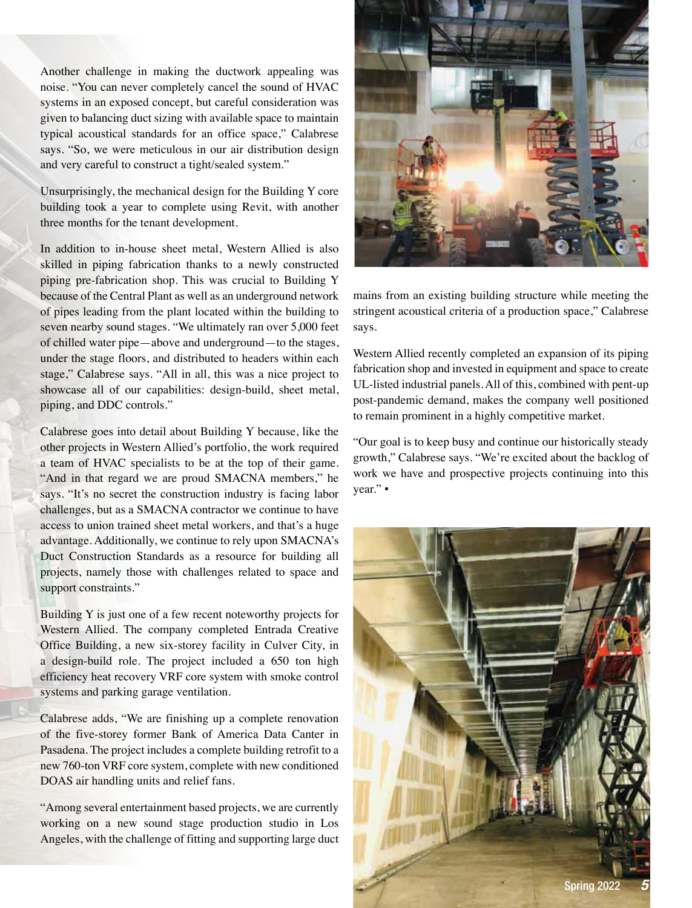Another challenge in making the ductwork appealing was noise. "You can never completely cancel the sound of HVAC systems in an exposed concept, but careful consideration was given to balancing duct sizing with available space to maintain typical acoustical standards for an office space," Calabrese says. "So, we were meticulous in our air distribution design and very careful to construct a tight/sealed system."

Unsurprisingly, the mechanical design for the Building Y core building took a year to complete using Revit, with another three months for the tenant development.

In addition to in-house sheet metal, Western Allied is also skilled in piping fabrication thanks to a newly constructed piping pre-fabrication shop. This was crucial to Building Y because of the Central Plant as well as an underground network of pipes leading from the plant located within the building to seven nearby sound stages. "We ultimately ran over 5,000 feet of chilled water pipe—above and underground—to the stages, under the stage floors, and distributed to headers within each stage," Calabrese says. "All in all, this was a nice project to showcase all of our capabilities: design-build, sheet metal, piping, and DDC controls."

Calabrese goes into detail about Building Y because, like the other projects in Western Allied's portfolio, the work required a team of HVAC specialists to be at the top of their game. "And in that regard we are proud SMACNA members," he says. "It's no secret the construction industry is facing labor challenges, but as a SMACNA contractor we continue to have access to union trained sheet metal workers, and that's a huge advantage. Additionally, we continue to rely upon SMACNA's Duct Construction Standards as a resource for building all projects, namely those with challenges related to space and support constraints."

Building Y is just one of a few recent noteworthy projects for Western Allied. The company completed Entrada Creative Office Building, a new six-storey facility in Culver City, in a design-build role. The project included a 650 ton high efficiency heat recovery VRF core system with smoke control systems and parking garage ventilation.

Calabrese adds, "We are finishing up a complete renovation of the five-storey former Bank of America Data Canter in Pasadena. The project includes a complete building retrofit to a new 760-ton VRF core system, complete with new conditioned DOAS air handling units and relief fans.

"Among several entertainment based projects, we are currently working on a new sound stage production studio in Los Angeles, with the challenge of fitting and supporting large duct mains from an existing building structure while meeting the stringent acoustical criteria of a production space," Calabrese says.

Western Allied recently completed an expansion of its piping fabrication shop and invested in equipment and space to create UL-listed industrial panels. All of this, combined with pent-up post-pandemic demand, makes the company well positioned to remain prominent in a highly competitive market.

"Our goal is to keep busy and continue our historically steady growth," Calabrese says. "We're excited about the backlog of work we have and prospective projects continuing into this year." ▪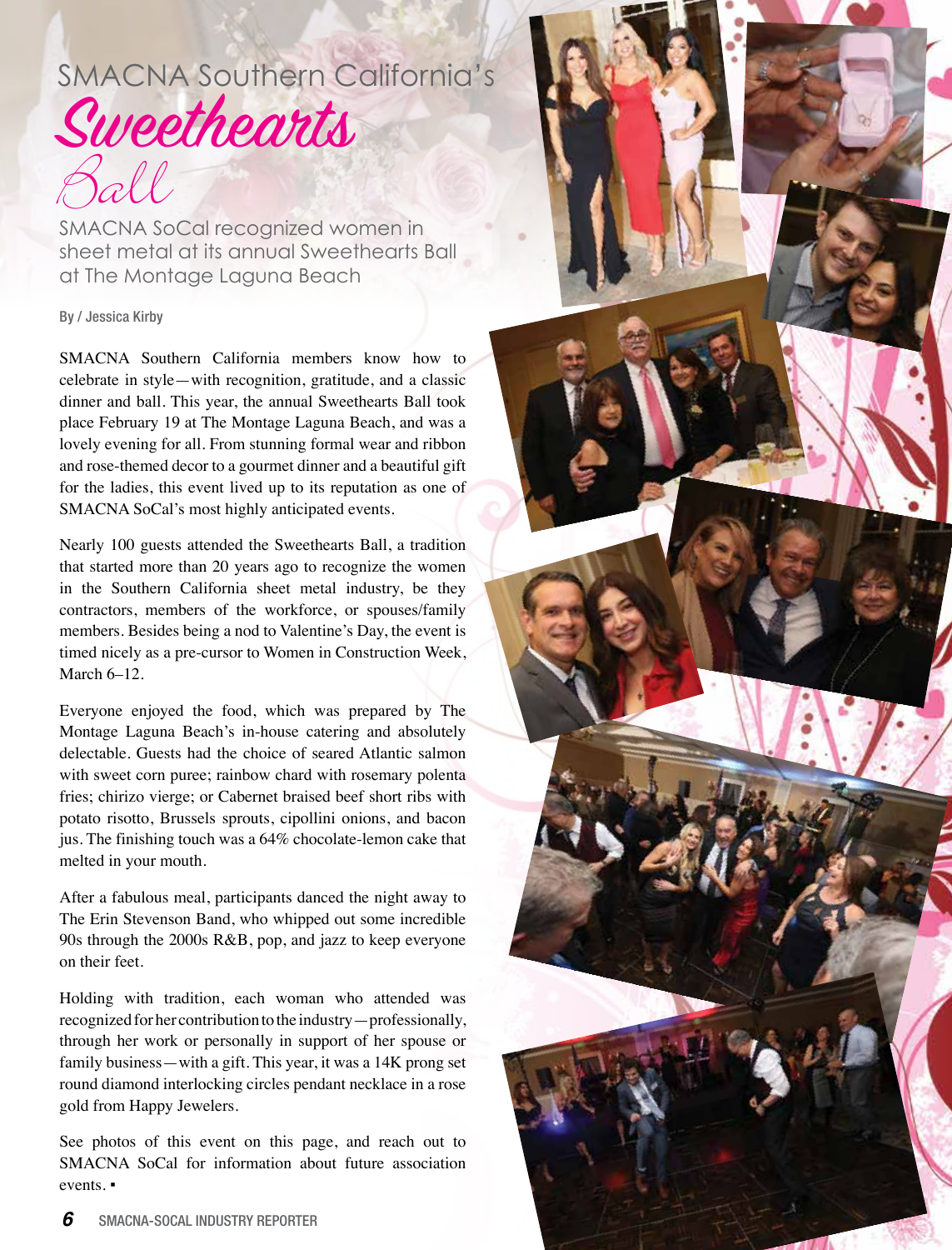# SMACNA Southern California's *Sweethearts Ball*

## SMACNA SoCal recognized women in sheet metal at its annual Sweethearts Ball at The Montage Laguna Beach

By / Jessica Kirby

SMACNA Southern California members know how to celebrate in style—with recognition, gratitude, and a classic dinner and ball. This year, the annual Sweethearts Ball took place February 19 at The Montage Laguna Beach, and was a lovely evening for all. From stunning formal wear and ribbon and rose-themed decor to a gourmet dinner and a beautiful gift for the ladies, this event lived up to its reputation as one of SMACNA SoCal's most highly anticipated events.

Nearly 100 guests attended the Sweethearts Ball, a tradition that started more than 20 years ago to recognize the women in the Southern California sheet metal industry, be they contractors, members of the workforce, or spouses/family members. Besides being a nod to Valentine's Day, the event is timed nicely as a pre-cursor to Women in Construction Week, March 6–12.

Everyone enjoyed the food, which was prepared by The Montage Laguna Beach's in-house catering and absolutely delectable. Guests had the choice of seared Atlantic salmon with sweet corn puree; rainbow chard with rosemary polenta fries; chirizo vierge; or Cabernet braised beef short ribs with potato risotto, Brussels sprouts, cipollini onions, and bacon jus. The finishing touch was a 64% chocolate-lemon cake that melted in your mouth.

After a fabulous meal, participants danced the night away to The Erin Stevenson Band, who whipped out some incredible 90s through the 2000s R&B, pop, and jazz to keep everyone on their feet.

Holding with tradition, each woman who attended was recognized for her contribution to the industry—professionally, through her work or personally in support of her spouse or family business—with a gift. This year, it was a 14K prong set round diamond interlocking circles pendant necklace in a rose gold from Happy Jewelers.

See photos of this event on this page, and reach out to SMACNA SoCal for information about future association events. ▪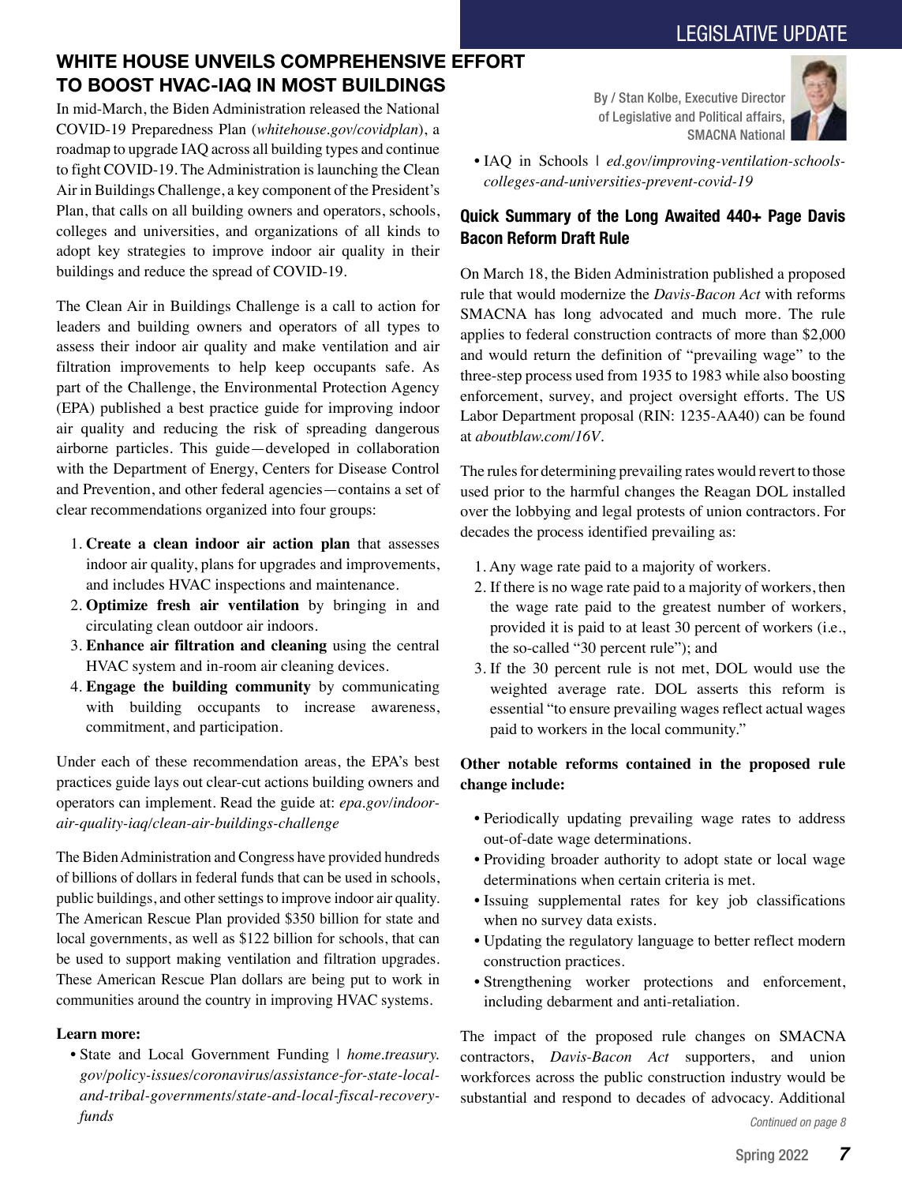## WHITE HOUSE UNVEILS COMPREHENSIVE EFFORT TO BOOST HVAC-IAQ IN MOST BUILDINGS

By / Stan Kolbe, Executive Director of Legislative and Political affairs, SMACNA National

In mid-March, the Biden Administration released the National COVID-19 Preparedness Plan (*whitehouse.gov/covidplan*), a roadmap to upgrade IAQ across all building types and continue to fight COVID-19. The Administration is launching the Clean Air in Buildings Challenge, a key component of the President's Plan, that calls on all building owners and operators, schools, colleges and universities, and organizations of all kinds to adopt key strategies to improve indoor air quality in their buildings and reduce the spread of COVID-19.

The Clean Air in Buildings Challenge is a call to action for leaders and building owners and operators of all types to assess their indoor air quality and make ventilation and air filtration improvements to help keep occupants safe. As part of the Challenge, the Environmental Protection Agency (EPA) published a best practice guide for improving indoor air quality and reducing the risk of spreading dangerous airborne particles. This guide—developed in collaboration with the Department of Energy, Centers for Disease Control and Prevention, and other federal agencies—contains a set of clear recommendations organized into four groups:

1. **Create a clean indoor air action plan** that assesses indoor air quality, plans for upgrades and improvements, and includes HVAC inspections and maintenance.
2. **Optimize fresh air ventilation** by bringing in and circulating clean outdoor air indoors.
3. **Enhance air filtration and cleaning** using the central HVAC system and in-room air cleaning devices.
4. **Engage the building community** by communicating with building occupants to increase awareness, commitment, and participation.

Under each of these recommendation areas, the EPA's best practices guide lays out clear-cut actions building owners and operators can implement. Read the guide at: *epa.gov/indoor-air-quality-iaq/clean-air-buildings-challenge*

The Biden Administration and Congress have provided hundreds of billions of dollars in federal funds that can be used in schools, public buildings, and other settings to improve indoor air quality. The American Rescue Plan provided $350 billion for state and local governments, as well as $122 billion for schools, that can be used to support making ventilation and filtration upgrades. These American Rescue Plan dollars are being put to work in communities around the country in improving HVAC systems.

**Learn more:**

- State and Local Government Funding | *home.treasury.gov/policy-issues/coronavirus/assistance-for-state-local-and-tribal-governments/state-and-local-fiscal-recovery-funds*
- IAQ in Schools | *ed.gov/improving-ventilation-schools-colleges-and-universities-prevent-covid-19*

### Quick Summary of the Long Awaited 440+ Page Davis Bacon Reform Draft Rule

On March 18, the Biden Administration published a proposed rule that would modernize the *Davis-Bacon Act* with reforms SMACNA has long advocated and much more. The rule applies to federal construction contracts of more than $2,000 and would return the definition of "prevailing wage" to the three-step process used from 1935 to 1983 while also boosting enforcement, survey, and project oversight efforts. The US Labor Department proposal (RIN: 1235-AA40) can be found at *aboutblaw.com/16V*.

The rules for determining prevailing rates would revert to those used prior to the harmful changes the Reagan DOL installed over the lobbying and legal protests of union contractors. For decades the process identified prevailing as:

1. Any wage rate paid to a majority of workers.
2. If there is no wage rate paid to a majority of workers, then the wage rate paid to the greatest number of workers, provided it is paid to at least 30 percent of workers (i.e., the so-called "30 percent rule"); and
3. If the 30 percent rule is not met, DOL would use the weighted average rate. DOL asserts this reform is essential "to ensure prevailing wages reflect actual wages paid to workers in the local community."

**Other notable reforms contained in the proposed rule change include:**

- Periodically updating prevailing wage rates to address out-of-date wage determinations.
- Providing broader authority to adopt state or local wage determinations when certain criteria is met.
- Issuing supplemental rates for key job classifications when no survey data exists.
- Updating the regulatory language to better reflect modern construction practices.
- Strengthening worker protections and enforcement, including debarment and anti-retaliation.

The impact of the proposed rule changes on SMACNA contractors, *Davis-Bacon Act* supporters, and union workforces across the public construction industry would be substantial and respond to decades of advocacy. Additional

*Continued on page 8*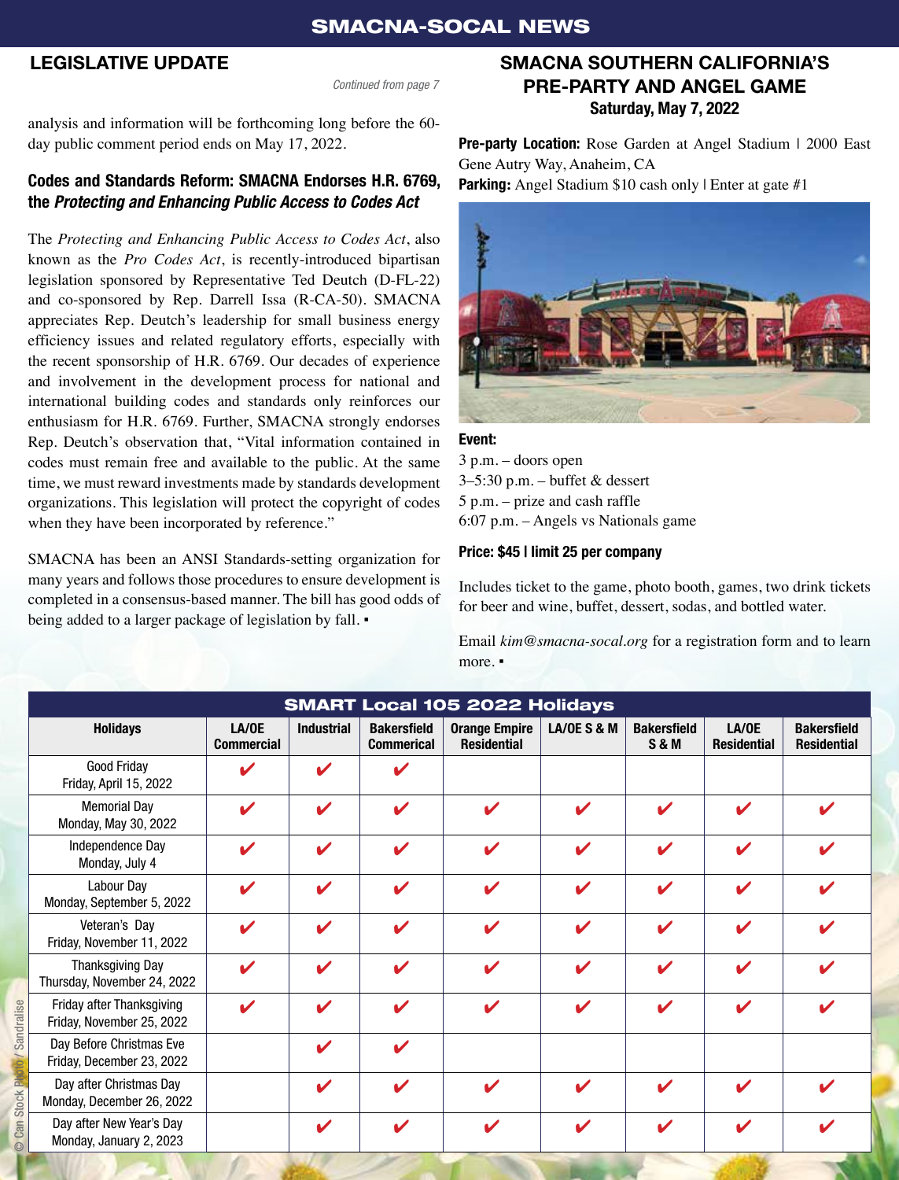## LEGISLATIVE UPDATE

*Continued from page 7*

analysis and information will be forthcoming long before the 60-day public comment period ends on May 17, 2022.

### Codes and Standards Reform: SMACNA Endorses H.R. 6769, the *Protecting and Enhancing Public Access to Codes Act*

The *Protecting and Enhancing Public Access to Codes Act*, also known as the *Pro Codes Act*, is recently-introduced bipartisan legislation sponsored by Representative Ted Deutch (D-FL-22) and co-sponsored by Rep. Darrell Issa (R-CA-50). SMACNA appreciates Rep. Deutch's leadership for small business energy efficiency issues and related regulatory efforts, especially with the recent sponsorship of H.R. 6769. Our decades of experience and involvement in the development process for national and international building codes and standards only reinforces our enthusiasm for H.R. 6769. Further, SMACNA strongly endorses Rep. Deutch's observation that, "Vital information contained in codes must remain free and available to the public. At the same time, we must reward investments made by standards development organizations. This legislation will protect the copyright of codes when they have been incorporated by reference."

SMACNA has been an ANSI Standards-setting organization for many years and follows those procedures to ensure development is completed in a consensus-based manner. The bill has good odds of being added to a larger package of legislation by fall. ▪

## SMACNA SOUTHERN CALIFORNIA'S PRE-PARTY AND ANGEL GAME

**Saturday, May 7, 2022**

**Pre-party Location:** Rose Garden at Angel Stadium | 2000 East Gene Autry Way, Anaheim, CA

**Parking:** Angel Stadium $10 cash only | Enter at gate #1

**Event:**

3 p.m. – doors open
3–5:30 p.m. – buffet & dessert
5 p.m. – prize and cash raffle
6:07 p.m. – Angels vs Nationals game

**Price: $45 | limit 25 per company**

Includes ticket to the game, photo booth, games, two drink tickets for beer and wine, buffet, dessert, sodas, and bottled water.

Email *kim@smacna-socal.org* for a registration form and to learn more. ▪

## SMART Local 105 2022 Holidays

| Holidays | LA/OE Commercial | Industrial | Bakersfield Commerical | Orange Empire Residential | LA/OE S & M | Bakersfield S & M | LA/OE Residential | Bakersfield Residential |
|---|---|---|---|---|---|---|---|---|
| Good Friday<br>Friday, April 15, 2022 | ✔ | ✔ | ✔ | | | | | |
| Memorial Day<br>Monday, May 30, 2022 | ✔ | ✔ | ✔ | ✔ | ✔ | ✔ | ✔ | ✔ |
| Independence Day<br>Monday, July 4 | ✔ | ✔ | ✔ | ✔ | ✔ | ✔ | ✔ | ✔ |
| Labour Day<br>Monday, September 5, 2022 | ✔ | ✔ | ✔ | ✔ | ✔ | ✔ | ✔ | ✔ |
| Veteran's Day<br>Friday, November 11, 2022 | ✔ | ✔ | ✔ | ✔ | ✔ | ✔ | ✔ | ✔ |
| Thanksgiving Day<br>Thursday, November 24, 2022 | ✔ | ✔ | ✔ | ✔ | ✔ | ✔ | ✔ | ✔ |
| Friday after Thanksgiving<br>Friday, November 25, 2022 | ✔ | ✔ | ✔ | ✔ | ✔ | ✔ | ✔ | ✔ |
| Day Before Christmas Eve<br>Friday, December 23, 2022 | | ✔ | ✔ | | | | | |
| Day after Christmas Day<br>Monday, December 26, 2022 | | ✔ | ✔ | ✔ | ✔ | ✔ | ✔ | ✔ |
| Day after New Year's Day<br>Monday, January 2, 2023 | | ✔ | ✔ | ✔ | ✔ | ✔ | ✔ | ✔ |

© Can Stock Photo / Sandralise